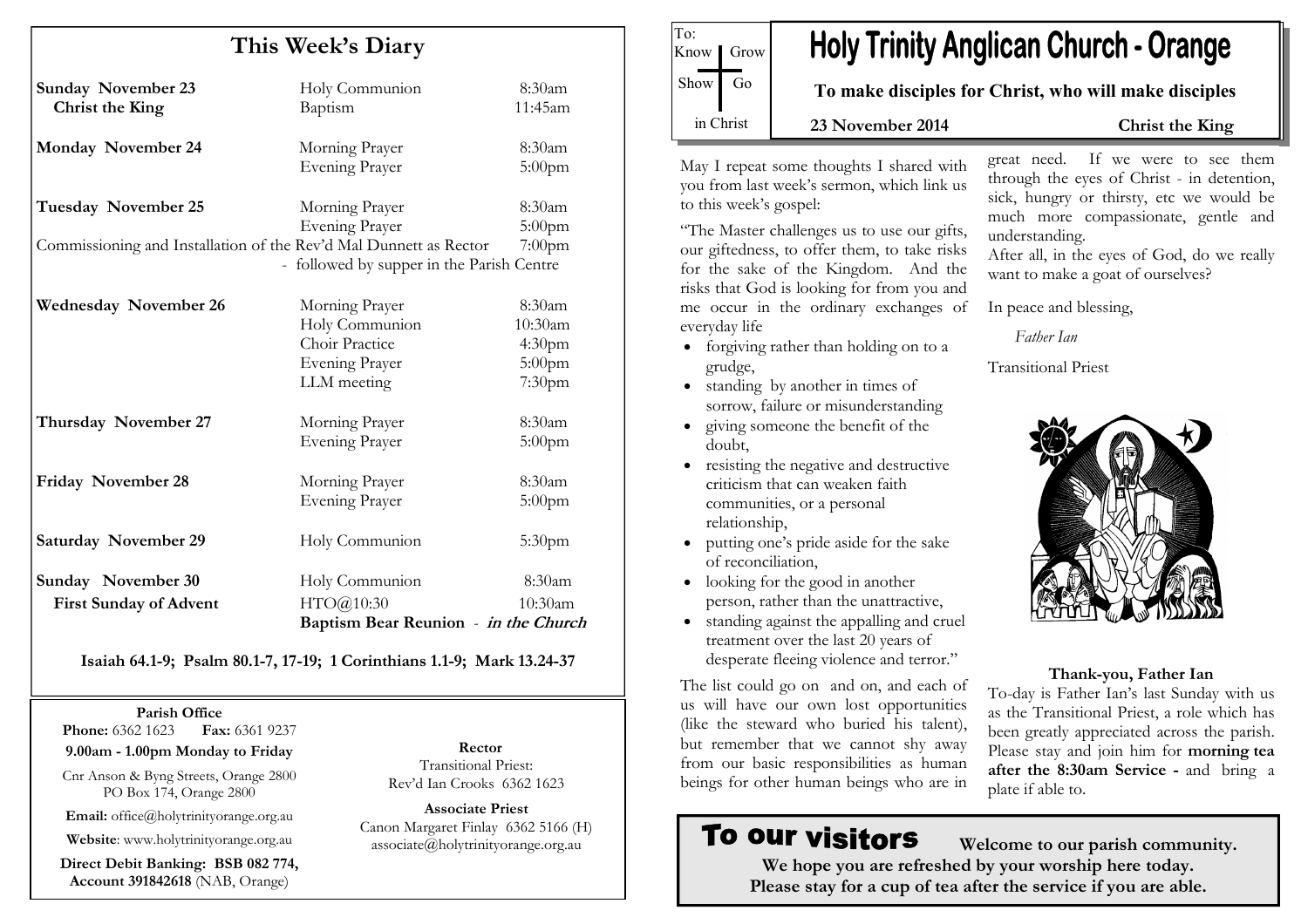## This Week's Diary

| | | |
|---|---|---|
| **Sunday November 23** | Holy Communion | 8:30am |
| **Christ the King** | Baptism | 11:45am |
| **Monday November 24** | Morning Prayer | 8:30am |
| | Evening Prayer | 5:00pm |
| **Tuesday November 25** | Morning Prayer | 8:30am |
| | Evening Prayer | 5:00pm |
| Commissioning and Installation of the Rev'd Mal Dunnett as Rector | | 7:00pm |
| | - followed by supper in the Parish Centre | |
| **Wednesday November 26** | Morning Prayer | 8:30am |
| | Holy Communion | 10:30am |
| | Choir Practice | 4:30pm |
| | Evening Prayer | 5:00pm |
| | LLM meeting | 7:30pm |
| **Thursday November 27** | Morning Prayer | 8:30am |
| | Evening Prayer | 5:00pm |
| **Friday November 28** | Morning Prayer | 8:30am |
| | Evening Prayer | 5:00pm |
| **Saturday November 29** | Holy Communion | 5:30pm |
| **Sunday November 30** | Holy Communion | 8:30am |
| **First Sunday of Advent** | HTO@10:30 | 10:30am |
| | **Baptism Bear Reunion** - ***in the Church*** | |

**Isaiah 64.1-9; Psalm 80.1-7, 17-19; 1 Corinthians 1.1-9; Mark 13.24-37**

**Parish Office**
**Phone:** 6362 1623 **Fax:** 6361 9237
**9.00am - 1.00pm Monday to Friday**

Cnr Anson & Byng Streets, Orange 2800
PO Box 174, Orange 2800

**Email:** office@holytrinityorange.org.au

**Website**: www.holytrinityorange.org.au

**Direct Debit Banking: BSB 082 774, Account 391842618** (NAB, Orange)

**Rector**
Transitional Priest:
Rev'd Ian Crooks 6362 1623

**Associate Priest**
Canon Margaret Finlay 6362 5166 (H)
associate@holytrinityorange.org.au

To: Know | Grow | Show | Go in Christ

# Holy Trinity Anglican Church - Orange

**To make disciples for Christ, who will make disciples**

**23 November 2014** **Christ the King**

May I repeat some thoughts I shared with you from last week's sermon, which link us to this week's gospel:

"The Master challenges us to use our gifts, our giftedness, to offer them, to take risks for the sake of the Kingdom. And the risks that God is looking for from you and me occur in the ordinary exchanges of everyday life

- forgiving rather than holding on to a grudge,
- standing by another in times of sorrow, failure or misunderstanding
- giving someone the benefit of the doubt,
- resisting the negative and destructive criticism that can weaken faith communities, or a personal relationship,
- putting one's pride aside for the sake of reconciliation,
- looking for the good in another person, rather than the unattractive,
- standing against the appalling and cruel treatment over the last 20 years of desperate fleeing violence and terror."

The list could go on and on, and each of us will have our own lost opportunities (like the steward who buried his talent), but remember that we cannot shy away from our basic responsibilities as human beings for other human beings who are in great need. If we were to see them through the eyes of Christ - in detention, sick, hungry or thirsty, etc we would be much more compassionate, gentle and understanding.
After all, in the eyes of God, do we really want to make a goat of ourselves?

In peace and blessing,

*Father Ian*

Transitional Priest

**Thank-you, Father Ian**
To-day is Father Ian's last Sunday with us as the Transitional Priest, a role which has been greatly appreciated across the parish. Please stay and join him for **morning tea after the 8:30am Service -** and bring a plate if able to.

**To our visitors** **Welcome to our parish community.**
**We hope you are refreshed by your worship here today.**
**Please stay for a cup of tea after the service if you are able.**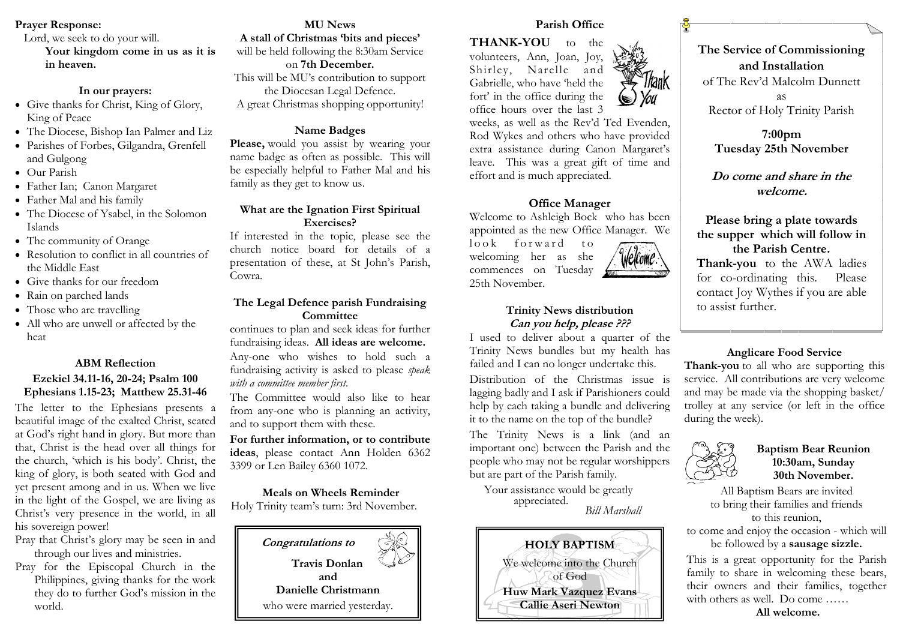**Prayer Response:**

Lord, we seek to do your will.

**Your kingdom come in us as it is in heaven.**

### In our prayers:

- Give thanks for Christ, King of Glory, King of Peace
- The Diocese, Bishop Ian Palmer and Liz
- Parishes of Forbes, Gilgandra, Grenfell and Gulgong
- Our Parish
- Father Ian; Canon Margaret
- Father Mal and his family
- The Diocese of Ysabel, in the Solomon Islands
- The community of Orange
- Resolution to conflict in all countries of the Middle East
- Give thanks for our freedom
- Rain on parched lands
- Those who are travelling
- All who are unwell or affected by the heat

### ABM Reflection

**Ezekiel 34.11-16, 20-24; Psalm 100**
**Ephesians 1.15-23; Matthew 25.31-46**

The letter to the Ephesians presents a beautiful image of the exalted Christ, seated at God's right hand in glory. But more than that, Christ is the head over all things for the church, 'which is his body'. Christ, the king of glory, is both seated with God and yet present among and in us. When we live in the light of the Gospel, we are living as Christ's very presence in the world, in all his sovereign power!

Pray that Christ's glory may be seen in and through our lives and ministries.

Pray for the Episcopal Church in the Philippines, giving thanks for the work they do to further God's mission in the world.

### MU News

**A stall of Christmas 'bits and pieces'** will be held following the 8:30am Service on **7th December.**

This will be MU's contribution to support the Diocesan Legal Defence.

A great Christmas shopping opportunity!

### Name Badges

**Please,** would you assist by wearing your name badge as often as possible. This will be especially helpful to Father Mal and his family as they get to know us.

### What are the Ignation First Spiritual Exercises?

If interested in the topic, please see the church notice board for details of a presentation of these, at St John's Parish, Cowra.

### The Legal Defence parish Fundraising Committee

continues to plan and seek ideas for further fundraising ideas. **All ideas are welcome.**

Any-one who wishes to hold such a fundraising activity is asked to please *speak with a committee member first.*

The Committee would also like to hear from any-one who is planning an activity, and to support them with these.

**For further information, or to contribute ideas**, please contact Ann Holden 6362 3399 or Len Bailey 6360 1072.

### Meals on Wheels Reminder

Holy Trinity team's turn: 3rd November.

***Congratulations to***

**Travis Donlan**
**and**
**Danielle Christmann**

who were married yesterday.

### Parish Office

**THANK-YOU** to the volunteers, Ann, Joan, Joy, Shirley, Narelle and Gabrielle, who have 'held the fort' in the office during the office hours over the last 3 weeks, as well as the Rev'd Ted Evenden, Rod Wykes and others who have provided extra assistance during Canon Margaret's leave. This was a great gift of time and effort and is much appreciated.

### Office Manager

Welcome to Ashleigh Bock who has been appointed as the new Office Manager. We look forward to welcoming her as she commences on Tuesday 25th November.

### Trinity News distribution
***Can you help, please ???***

I used to deliver about a quarter of the Trinity News bundles but my health has failed and I can no longer undertake this.

Distribution of the Christmas issue is lagging badly and I ask if Parishioners could help by each taking a bundle and delivering it to the name on the top of the bundle?

The Trinity News is a link (and an important one) between the Parish and the people who may not be regular worshippers but are part of the Parish family.

Your assistance would be greatly appreciated.

*Bill Marshall*

**HOLY BAPTISM**

We welcome into the Church of God

**Huw Mark Vazquez Evans**
**Callie Aseri Newton**

**The Service of Commissioning and Installation**

of The Rev'd Malcolm Dunnett as Rector of Holy Trinity Parish

**7:00pm**
**Tuesday 25th November**

***Do come and share in the welcome.***

**Please bring a plate towards the supper which will follow in the Parish Centre.**

**Thank-you** to the AWA ladies for co-ordinating this. Please contact Joy Wythes if you are able to assist further.

### Anglicare Food Service

**Thank-you** to all who are supporting this service. All contributions are very welcome and may be made via the shopping basket/ trolley at any service (or left in the office during the week).

### Baptism Bear Reunion
**10:30am, Sunday 30th November.**

All Baptism Bears are invited to bring their families and friends to this reunion, to come and enjoy the occasion - which will be followed by a **sausage sizzle.**

This is a great opportunity for the Parish family to share in welcoming these bears, their owners and their families, together with others as well. Do come ……

**All welcome.**